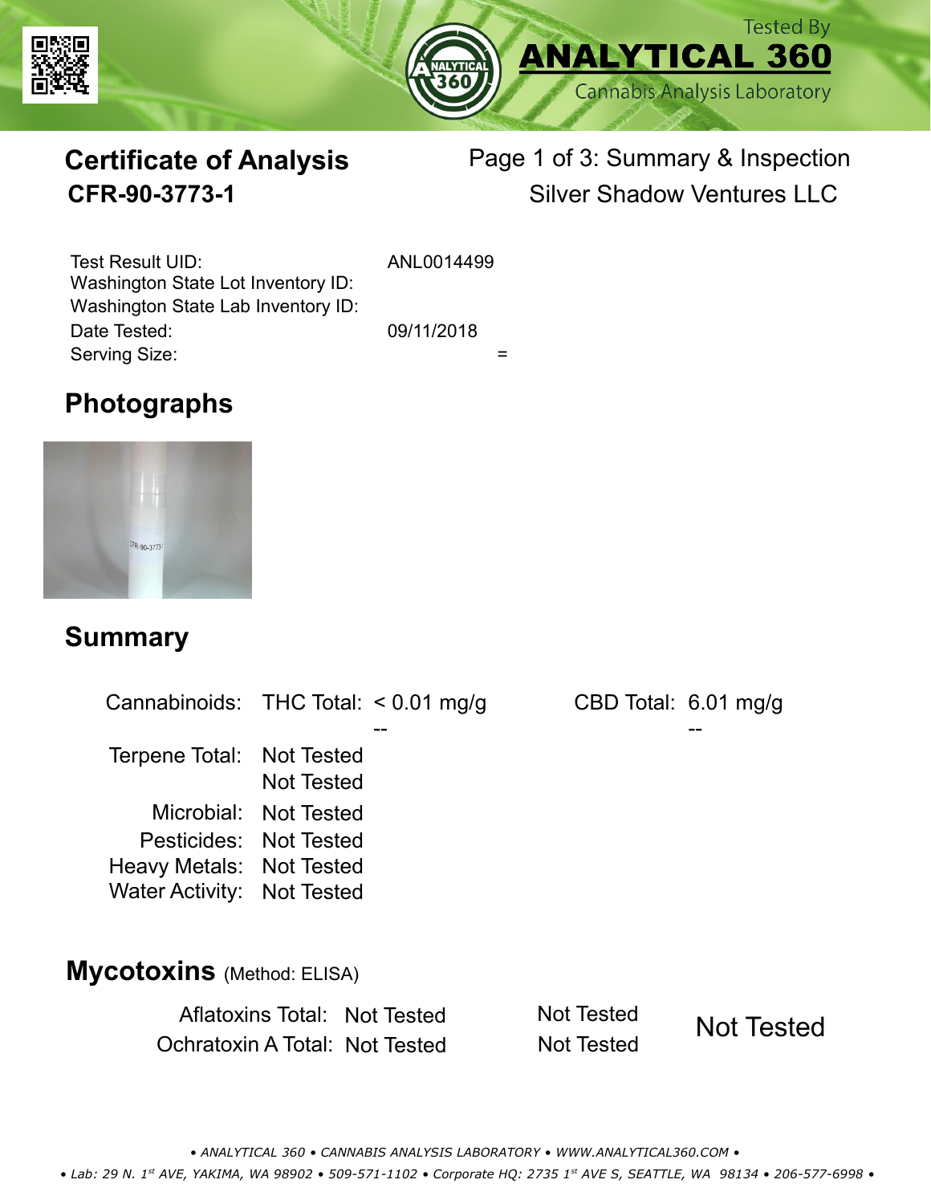Tested By
**ANALYTICAL 360**
Cannabis Analysis Laboratory

# Certificate of Analysis
## CFR-90-3773-1

Page 1 of 3: Summary & Inspection
Silver Shadow Ventures LLC

| | |
|---|---|
| Test Result UID: | ANL0014499 |
| Washington State Lot Inventory ID: | |
| Washington State Lab Inventory ID: | |
| Date Tested: | 09/11/2018 |
| Serving Size: | = |

## Photographs

## Summary

| | | | | |
|---|---|---|---|---|
| Cannabinoids: | THC Total: | < 0.01 mg/g | CBD Total: | 6.01 mg/g |
| | | -- | | -- |
| Terpene Total: | Not Tested | | | |
| | Not Tested | | | |
| Microbial: | Not Tested | | | |
| Pesticides: | Not Tested | | | |
| Heavy Metals: | Not Tested | | | |
| Water Activity: | Not Tested | | | |

## Mycotoxins (Method: ELISA)

| | | | |
|---|---|---|---|
| Aflatoxins Total: | Not Tested | Not Tested | Not Tested |
| Ochratoxin A Total: | Not Tested | Not Tested | |

• ANALYTICAL 360 • CANNABIS ANALYSIS LABORATORY • WWW.ANALYTICAL360.COM •
• Lab: 29 N. 1st AVE, YAKIMA, WA 98902 • 509-571-1102 • Corporate HQ: 2735 1st AVE S, SEATTLE, WA 98134 • 206-577-6998 •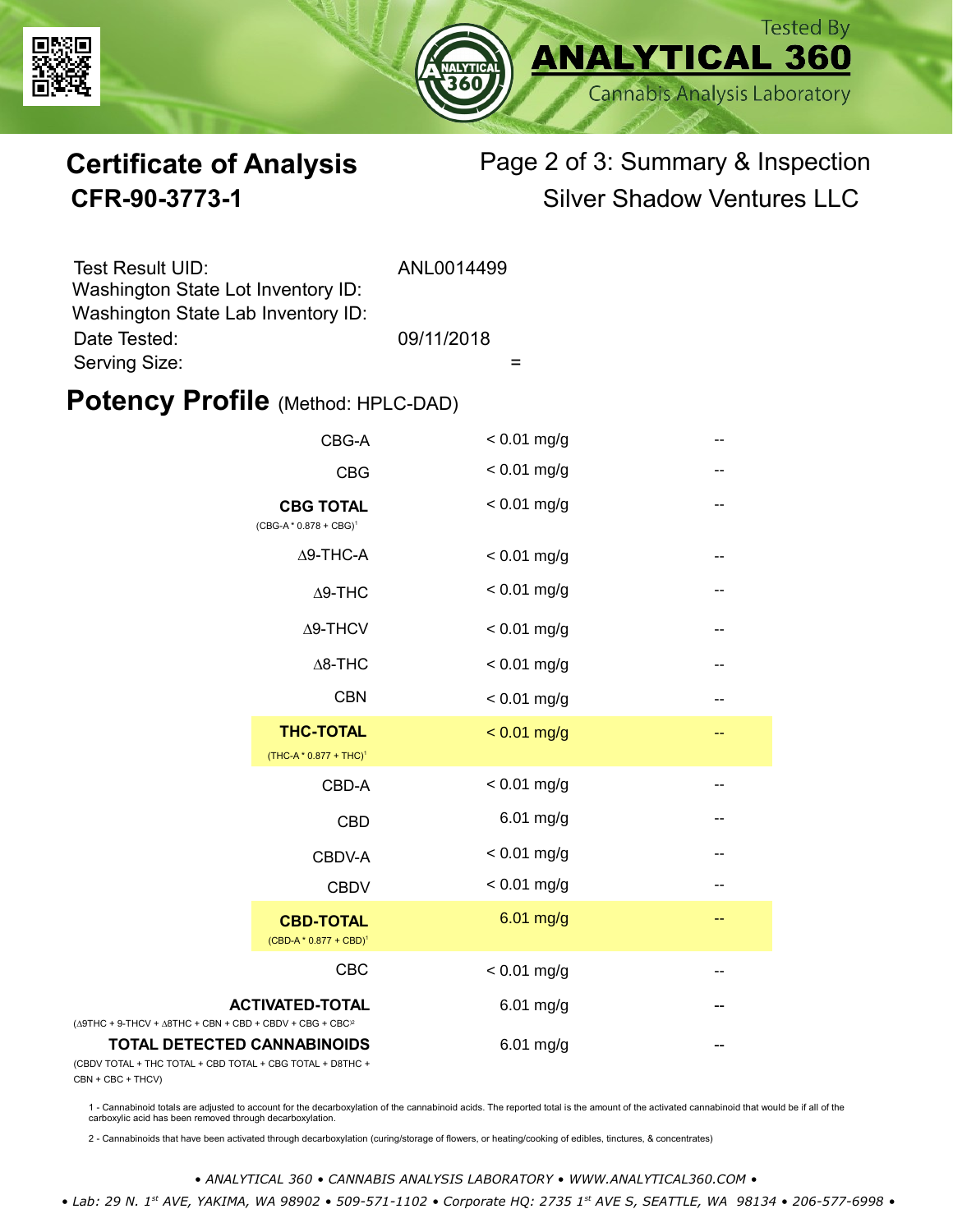Tested By **ANALYTICAL 360** Cannabis Analysis Laboratory

# Certificate of Analysis

**CFR-90-3773-1**

Page 2 of 3: Summary & Inspection

Silver Shadow Ventures LLC

| | |
|---|---|
| Test Result UID: | ANL0014499 |
| Washington State Lot Inventory ID: | |
| Washington State Lab Inventory ID: | |
| Date Tested: | 09/11/2018 |
| Serving Size: | = |

## Potency Profile (Method: HPLC-DAD)

| Cannabinoid | mg/g | |
|---|---|---|
| CBG-A | < 0.01 mg/g | -- |
| CBG | < 0.01 mg/g | -- |
| **CBG TOTAL** (CBG-A * 0.878 + CBG)[1] | < 0.01 mg/g | -- |
| Δ9-THC-A | < 0.01 mg/g | -- |
| Δ9-THC | < 0.01 mg/g | -- |
| Δ9-THCV | < 0.01 mg/g | -- |
| Δ8-THC | < 0.01 mg/g | -- |
| CBN | < 0.01 mg/g | -- |
| **THC-TOTAL** (THC-A * 0.877 + THC)[1] | < 0.01 mg/g | -- |
| CBD-A | < 0.01 mg/g | -- |
| CBD | 6.01 mg/g | -- |
| CBDV-A | < 0.01 mg/g | -- |
| CBDV | < 0.01 mg/g | -- |
| **CBD-TOTAL** (CBD-A * 0.877 + CBD)[1] | 6.01 mg/g | -- |
| CBC | < 0.01 mg/g | -- |
| **ACTIVATED-TOTAL** (Δ9THC + 9-THCV + Δ8THC + CBN + CBD + CBDV + CBG + CBC)[2] | 6.01 mg/g | -- |
| **TOTAL DETECTED CANNABINOIDS** (CBDV TOTAL + THC TOTAL + CBD TOTAL + CBG TOTAL + D8THC + CBN + CBC + THCV) | 6.01 mg/g | -- |

1 - Cannabinoid totals are adjusted to account for the decarboxylation of the cannabinoid acids. The reported total is the amount of the activated cannabinoid that would be if all of the carboxylic acid has been removed through decarboxylation.

2 - Cannabinoids that have been activated through decarboxylation (curing/storage of flowers, or heating/cooking of edibles, tinctures, & concentrates)

*• ANALYTICAL 360 • CANNABIS ANALYSIS LABORATORY • WWW.ANALYTICAL360.COM •*

*• Lab: 29 N. 1st AVE, YAKIMA, WA 98902 • 509-571-1102 • Corporate HQ: 2735 1st AVE S, SEATTLE, WA 98134 • 206-577-6998 •*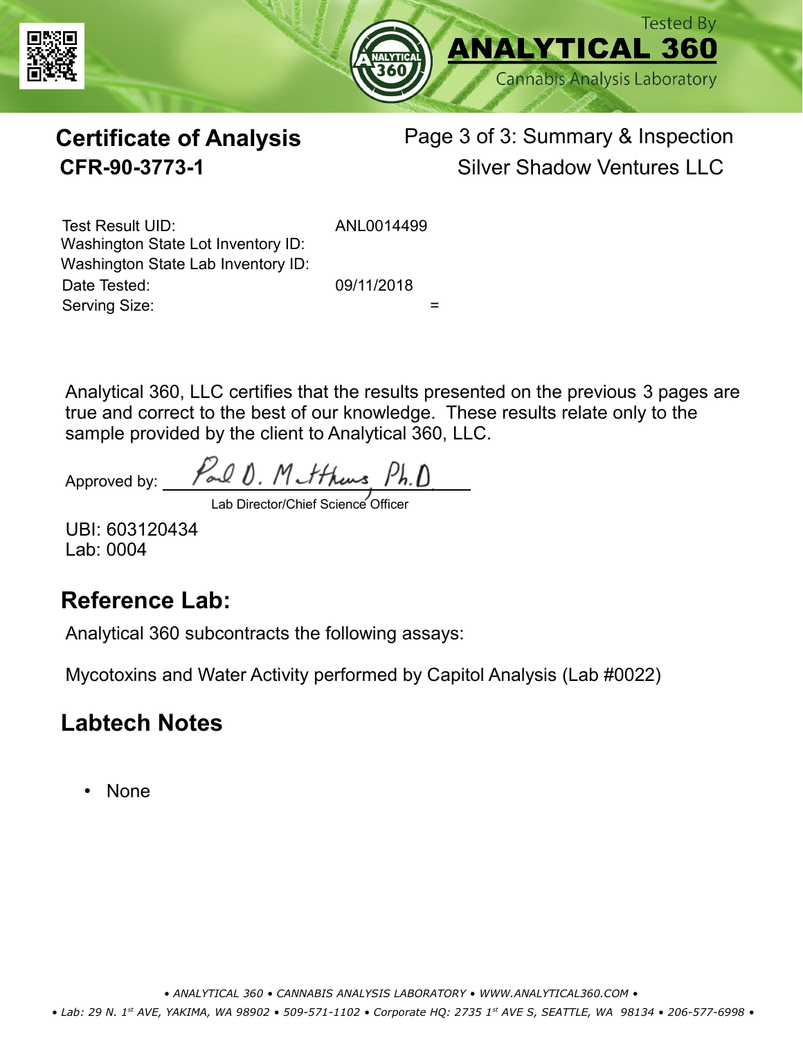Tested By
**ANALYTICAL 360**
Cannabis Analysis Laboratory

# Certificate of Analysis

**CFR-90-3773-1**

Page 3 of 3: Summary & Inspection
Silver Shadow Ventures LLC

| | |
|---|---|
| Test Result UID: | ANL0014499 |
| Washington State Lot Inventory ID: | |
| Washington State Lab Inventory ID: | |
| Date Tested: | 09/11/2018 |
| Serving Size: | = |

Analytical 360, LLC certifies that the results presented on the previous 3 pages are true and correct to the best of our knowledge. These results relate only to the sample provided by the client to Analytical 360, LLC.

Approved by: Paul D. Matthews Ph.D
Lab Director/Chief Science Officer

UBI: 603120434
Lab: 0004

## Reference Lab:

Analytical 360 subcontracts the following assays:

Mycotoxins and Water Activity performed by Capitol Analysis (Lab #0022)

## Labtech Notes

- None

*• ANALYTICAL 360 • CANNABIS ANALYSIS LABORATORY • WWW.ANALYTICAL360.COM •*

*• Lab: 29 N. 1st AVE, YAKIMA, WA 98902 • 509-571-1102 • Corporate HQ: 2735 1st AVE S, SEATTLE, WA 98134 • 206-577-6998 •*